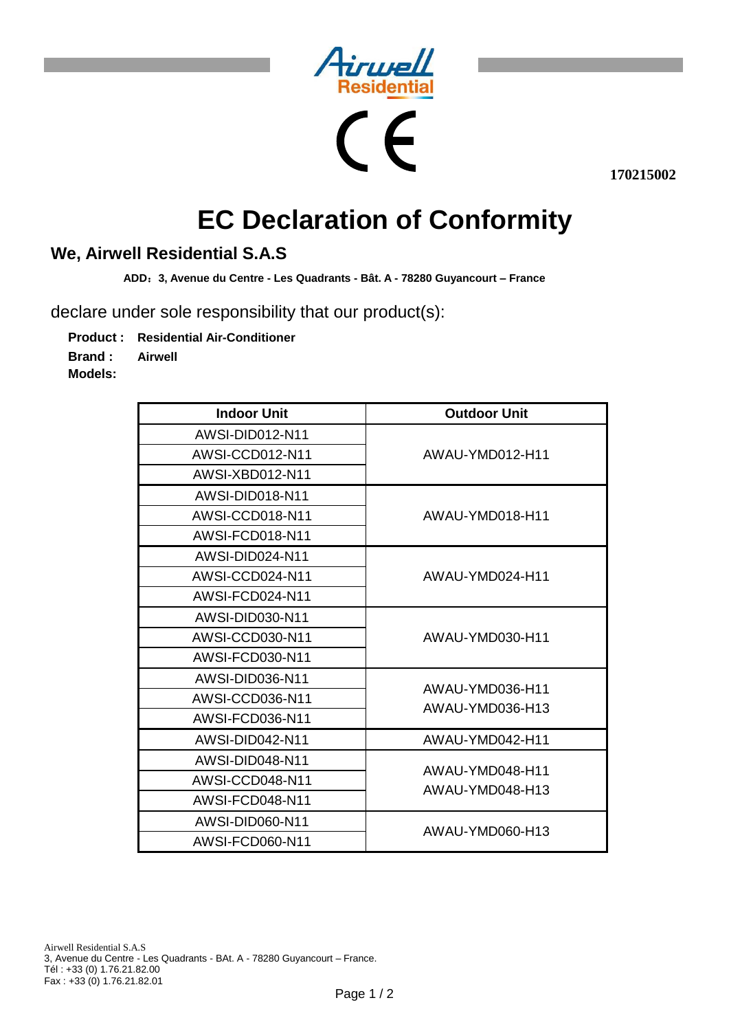170215002

# EC Declaration of Conformity

## We, Airwell Residential S.A.S

**ADD：3, Avenue du Centre - Les Quadrants - Bât. A - 78280 Guyancourt – France**

declare under sole responsibility that our product(s):

**Product :** **Residential Air-Conditioner**

**Brand :** **Airwell**

**Models:**

| Indoor Unit | Outdoor Unit |
|---|---|
| AWSI-DID012-N11 | AWAU-YMD012-H11 |
| AWSI-CCD012-N11 | |
| AWSI-XBD012-N11 | |
| AWSI-DID018-N11 | AWAU-YMD018-H11 |
| AWSI-CCD018-N11 | |
| AWSI-FCD018-N11 | |
| AWSI-DID024-N11 | AWAU-YMD024-H11 |
| AWSI-CCD024-N11 | |
| AWSI-FCD024-N11 | |
| AWSI-DID030-N11 | AWAU-YMD030-H11 |
| AWSI-CCD030-N11 | |
| AWSI-FCD030-N11 | |
| AWSI-DID036-N11 | AWAU-YMD036-H11<br>AWAU-YMD036-H13 |
| AWSI-CCD036-N11 | |
| AWSI-FCD036-N11 | |
| AWSI-DID042-N11 | AWAU-YMD042-H11 |
| AWSI-DID048-N11 | AWAU-YMD048-H11<br>AWAU-YMD048-H13 |
| AWSI-CCD048-N11 | |
| AWSI-FCD048-N11 | |
| AWSI-DID060-N11 | AWAU-YMD060-H13 |
| AWSI-FCD060-N11 | |

Airwell Residential S.A.S
3, Avenue du Centre - Les Quadrants - BAt. A - 78280 Guyancourt – France.
Tél : +33 (0) 1.76.21.82.00
Fax : +33 (0) 1.76.21.82.01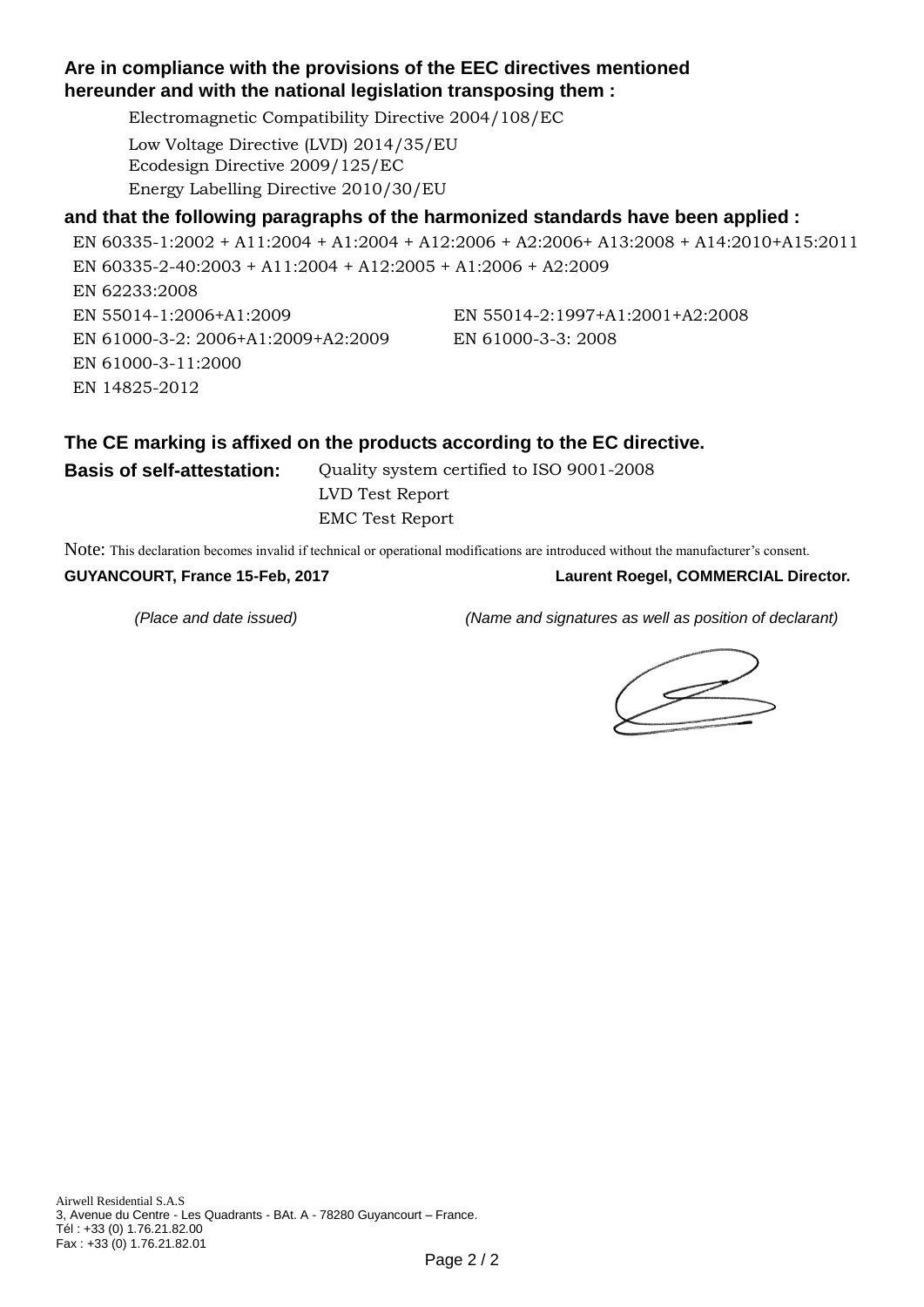**Are in compliance with the provisions of the EEC directives mentioned hereunder and with the national legislation transposing them :**

Electromagnetic Compatibility Directive 2004/108/EC
Low Voltage Directive (LVD) 2014/35/EU
Ecodesign Directive 2009/125/EC
Energy Labelling Directive 2010/30/EU

**and that the following paragraphs of the harmonized standards have been applied :**

EN 60335-1:2002 + A11:2004 + A1:2004 + A12:2006 + A2:2006+ A13:2008 + A14:2010+A15:2011
EN 60335-2-40:2003 + A11:2004 + A12:2005 + A1:2006 + A2:2009
EN 62233:2008
EN 55014-1:2006+A1:2009
EN 55014-2:1997+A1:2001+A2:2008
EN 61000-3-2: 2006+A1:2009+A2:2009
EN 61000-3-3: 2008
EN 61000-3-11:2000
EN 14825-2012

**The CE marking is affixed on the products according to the EC directive.**

**Basis of self-attestation:** Quality system certified to ISO 9001-2008
LVD Test Report
EMC Test Report

Note: This declaration becomes invalid if technical or operational modifications are introduced without the manufacturer's consent.

**GUYANCOURT, France 15-Feb, 2017** **Laurent Roegel, COMMERCIAL Director.**

*(Place and date issued)* *(Name and signatures as well as position of declarant)*

Airwell Residential S.A.S
3, Avenue du Centre - Les Quadrants - BAt. A - 78280 Guyancourt – France.
Tél : +33 (0) 1.76.21.82.00
Fax : +33 (0) 1.76.21.82.01